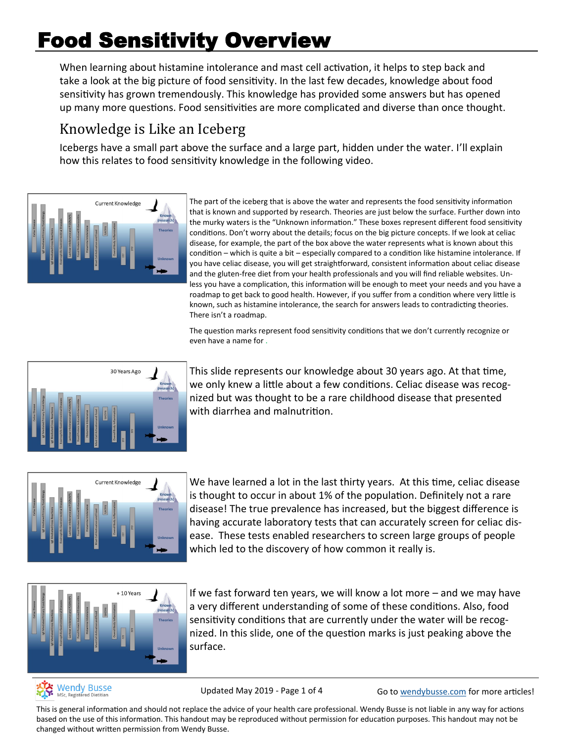# Food Sensitivity Overview

When learning about histamine intolerance and mast cell activation, it helps to step back and take a look at the big picture of food sensitivity. In the last few decades, knowledge about food sensitivity has grown tremendously. This knowledge has provided some answers but has opened up many more questions. Food sensitivities are more complicated and diverse than once thought.

## Knowledge is Like an Iceberg

Icebergs have a small part above the surface and a large part, hidden under the water. I'll explain how this relates to food sensitivity knowledge in the following video.

The part of the iceberg that is above the water and represents the food sensitivity information that is known and supported by research. Theories are just below the surface. Further down into the murky waters is the "Unknown information." These boxes represent different food sensitivity conditions. Don't worry about the details; focus on the big picture concepts. If we look at celiac disease, for example, the part of the box above the water represents what is known about this condition – which is quite a bit – especially compared to a condition like histamine intolerance. If you have celiac disease, you will get straightforward, consistent information about celiac disease and the gluten-free diet from your health professionals and you will find reliable websites. Unless you have a complication, this information will be enough to meet your needs and you have a roadmap to get back to good health. However, if you suffer from a condition where very little is known, such as histamine intolerance, the search for answers leads to contradicting theories. There isn't a roadmap.

The question marks represent food sensitivity conditions that we don't currently recognize or even have a name for .

This slide represents our knowledge about 30 years ago. At that time, we only knew a little about a few conditions. Celiac disease was recognized but was thought to be a rare childhood disease that presented with diarrhea and malnutrition.

We have learned a lot in the last thirty years. At this time, celiac disease is thought to occur in about 1% of the population. Definitely not a rare disease! The true prevalence has increased, but the biggest difference is having accurate laboratory tests that can accurately screen for celiac disease. These tests enabled researchers to screen large groups of people which led to the discovery of how common it really is.

If we fast forward ten years, we will know a lot more – and we may have a very different understanding of some of these conditions. Also, food sensitivity conditions that are currently under the water will be recognized. In this slide, one of the question marks is just peaking above the surface.

This is general information and should not replace the advice of your health care professional. Wendy Busse is not liable in any way for actions based on the use of this information. This handout may be reproduced without permission for education purposes. This handout may not be changed without written permission from Wendy Busse.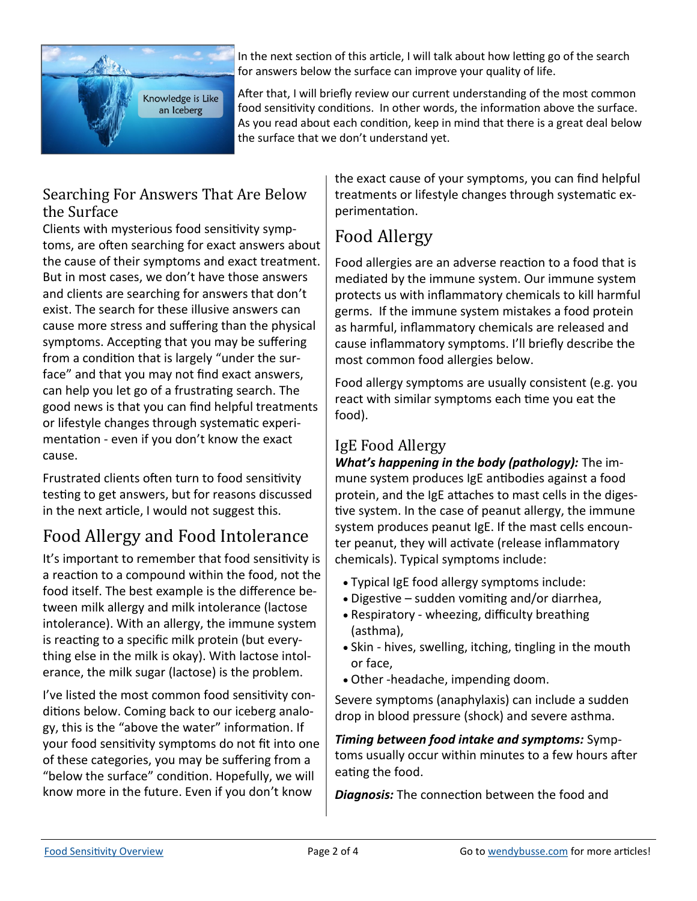In the next section of this article, I will talk about how letting go of the search for answers below the surface can improve your quality of life.

After that, I will briefly review our current understanding of the most common food sensitivity conditions. In other words, the information above the surface. As you read about each condition, keep in mind that there is a great deal below the surface that we don't understand yet.

## Searching For Answers That Are Below the Surface

Clients with mysterious food sensitivity symptoms, are often searching for exact answers about the cause of their symptoms and exact treatment. But in most cases, we don't have those answers and clients are searching for answers that don't exist. The search for these illusive answers can cause more stress and suffering than the physical symptoms. Accepting that you may be suffering from a condition that is largely "under the surface" and that you may not find exact answers, can help you let go of a frustrating search. The good news is that you can find helpful treatments or lifestyle changes through systematic experimentation - even if you don't know the exact cause.

Frustrated clients often turn to food sensitivity testing to get answers, but for reasons discussed in the next article, I would not suggest this.

## Food Allergy and Food Intolerance

It's important to remember that food sensitivity is a reaction to a compound within the food, not the food itself. The best example is the difference between milk allergy and milk intolerance (lactose intolerance). With an allergy, the immune system is reacting to a specific milk protein (but everything else in the milk is okay). With lactose intolerance, the milk sugar (lactose) is the problem.

I've listed the most common food sensitivity conditions below. Coming back to our iceberg analogy, this is the "above the water" information. If your food sensitivity symptoms do not fit into one of these categories, you may be suffering from a "below the surface" condition. Hopefully, we will know more in the future. Even if you don't know the exact cause of your symptoms, you can find helpful treatments or lifestyle changes through systematic experimentation.

## Food Allergy

Food allergies are an adverse reaction to a food that is mediated by the immune system. Our immune system protects us with inflammatory chemicals to kill harmful germs. If the immune system mistakes a food protein as harmful, inflammatory chemicals are released and cause inflammatory symptoms. I'll briefly describe the most common food allergies below.

Food allergy symptoms are usually consistent (e.g. you react with similar symptoms each time you eat the food).

### IgE Food Allergy

***What's happening in the body (pathology):*** The immune system produces IgE antibodies against a food protein, and the IgE attaches to mast cells in the digestive system. In the case of peanut allergy, the immune system produces peanut IgE. If the mast cells encounter peanut, they will activate (release inflammatory chemicals). Typical symptoms include:

- Typical IgE food allergy symptoms include:
- Digestive – sudden vomiting and/or diarrhea,
- Respiratory - wheezing, difficulty breathing (asthma),
- Skin - hives, swelling, itching, tingling in the mouth or face,
- Other -headache, impending doom.

Severe symptoms (anaphylaxis) can include a sudden drop in blood pressure (shock) and severe asthma.

***Timing between food intake and symptoms:*** Symptoms usually occur within minutes to a few hours after eating the food.

***Diagnosis:*** The connection between the food and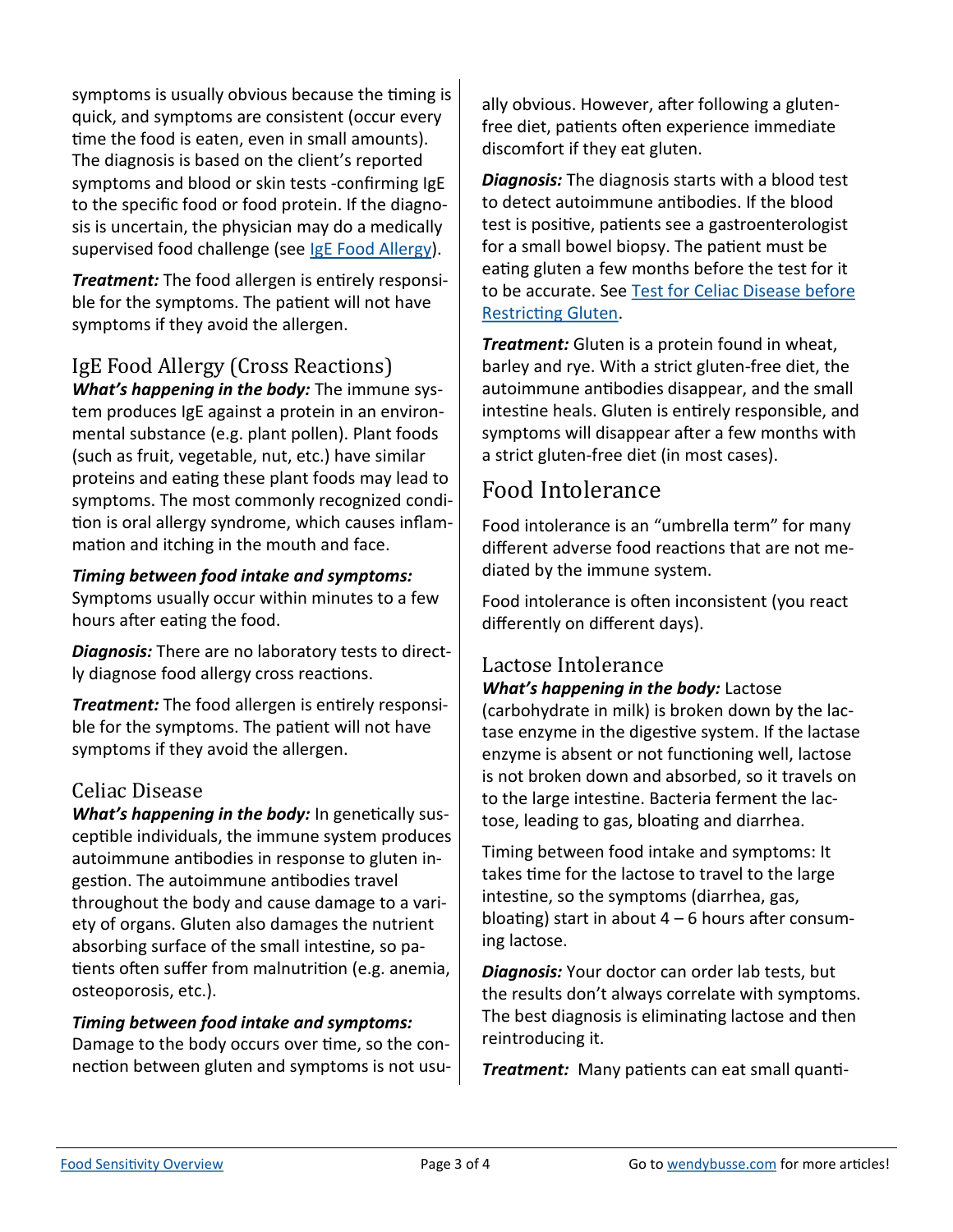symptoms is usually obvious because the timing is quick, and symptoms are consistent (occur every time the food is eaten, even in small amounts). The diagnosis is based on the client's reported symptoms and blood or skin tests -confirming IgE to the specific food or food protein. If the diagnosis is uncertain, the physician may do a medically supervised food challenge (see [IgE Food Allergy]()).

***Treatment:*** The food allergen is entirely responsible for the symptoms. The patient will not have symptoms if they avoid the allergen.

### IgE Food Allergy (Cross Reactions)

***What's happening in the body:*** The immune system produces IgE against a protein in an environmental substance (e.g. plant pollen). Plant foods (such as fruit, vegetable, nut, etc.) have similar proteins and eating these plant foods may lead to symptoms. The most commonly recognized condition is oral allergy syndrome, which causes inflammation and itching in the mouth and face.

***Timing between food intake and symptoms:*** Symptoms usually occur within minutes to a few hours after eating the food.

***Diagnosis:*** There are no laboratory tests to directly diagnose food allergy cross reactions.

***Treatment:*** The food allergen is entirely responsible for the symptoms. The patient will not have symptoms if they avoid the allergen.

### Celiac Disease

***What's happening in the body:*** In genetically susceptible individuals, the immune system produces autoimmune antibodies in response to gluten ingestion. The autoimmune antibodies travel throughout the body and cause damage to a variety of organs. Gluten also damages the nutrient absorbing surface of the small intestine, so patients often suffer from malnutrition (e.g. anemia, osteoporosis, etc.).

***Timing between food intake and symptoms:*** Damage to the body occurs over time, so the connection between gluten and symptoms is not usually obvious. However, after following a gluten-free diet, patients often experience immediate discomfort if they eat gluten.

***Diagnosis:*** The diagnosis starts with a blood test to detect autoimmune antibodies. If the blood test is positive, patients see a gastroenterologist for a small bowel biopsy. The patient must be eating gluten a few months before the test for it to be accurate. See [Test for Celiac Disease before Restricting Gluten]().

***Treatment:*** Gluten is a protein found in wheat, barley and rye. With a strict gluten-free diet, the autoimmune antibodies disappear, and the small intestine heals. Gluten is entirely responsible, and symptoms will disappear after a few months with a strict gluten-free diet (in most cases).

## Food Intolerance

Food intolerance is an "umbrella term" for many different adverse food reactions that are not mediated by the immune system.

Food intolerance is often inconsistent (you react differently on different days).

### Lactose Intolerance

***What's happening in the body:*** Lactose (carbohydrate in milk) is broken down by the lactase enzyme in the digestive system. If the lactase enzyme is absent or not functioning well, lactose is not broken down and absorbed, so it travels on to the large intestine. Bacteria ferment the lactose, leading to gas, bloating and diarrhea.

Timing between food intake and symptoms: It takes time for the lactose to travel to the large intestine, so the symptoms (diarrhea, gas, bloating) start in about 4 – 6 hours after consuming lactose.

***Diagnosis:*** Your doctor can order lab tests, but the results don't always correlate with symptoms. The best diagnosis is eliminating lactose and then reintroducing it.

***Treatment:*** Many patients can eat small quanti-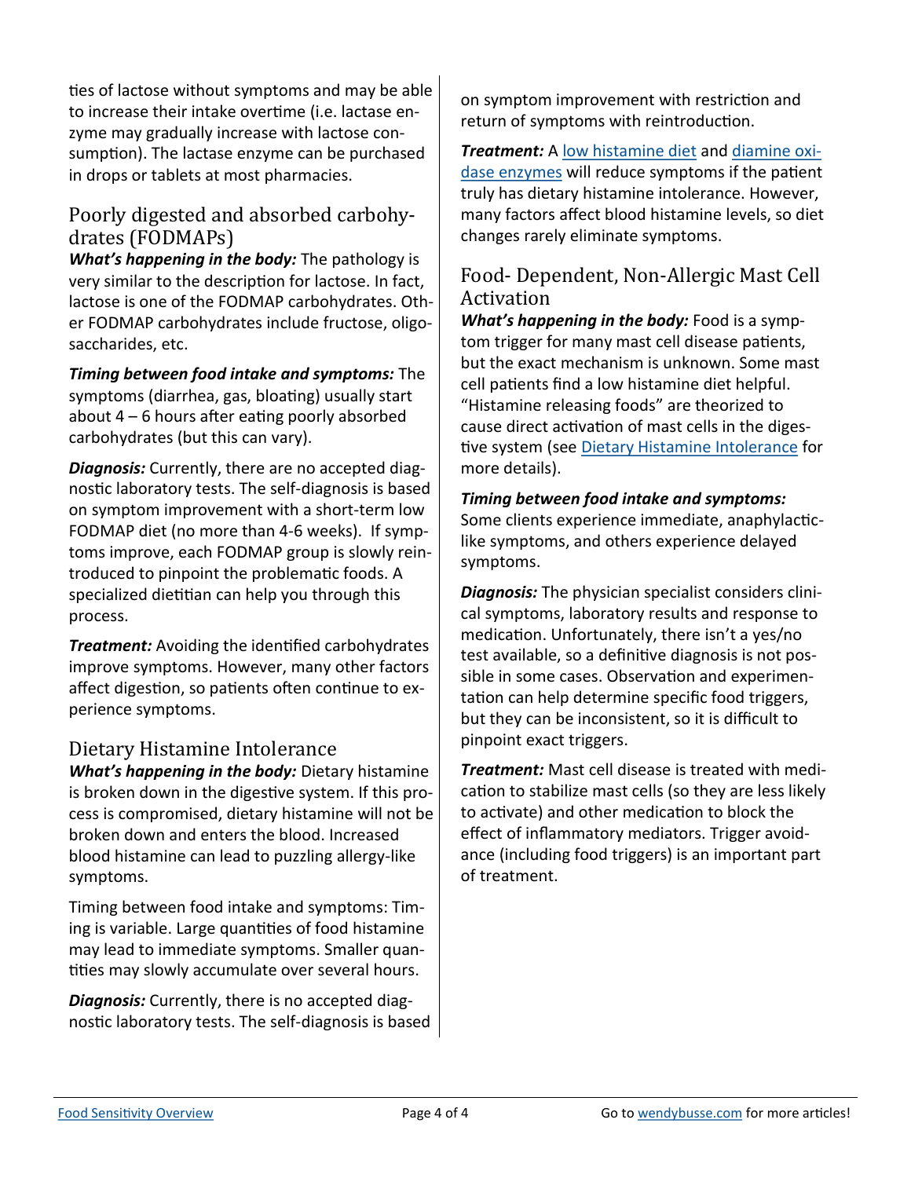ties of lactose without symptoms and may be able to increase their intake overtime (i.e. lactase enzyme may gradually increase with lactose consumption). The lactase enzyme can be purchased in drops or tablets at most pharmacies.

## Poorly digested and absorbed carbohydrates (FODMAPs)

***What's happening in the body:*** The pathology is very similar to the description for lactose. In fact, lactose is one of the FODMAP carbohydrates. Other FODMAP carbohydrates include fructose, oligosaccharides, etc.

***Timing between food intake and symptoms:*** The symptoms (diarrhea, gas, bloating) usually start about 4 – 6 hours after eating poorly absorbed carbohydrates (but this can vary).

***Diagnosis:*** Currently, there are no accepted diagnostic laboratory tests. The self-diagnosis is based on symptom improvement with a short-term low FODMAP diet (no more than 4-6 weeks). If symptoms improve, each FODMAP group is slowly reintroduced to pinpoint the problematic foods. A specialized dietitian can help you through this process.

***Treatment:*** Avoiding the identified carbohydrates improve symptoms. However, many other factors affect digestion, so patients often continue to experience symptoms.

## Dietary Histamine Intolerance

***What's happening in the body:*** Dietary histamine is broken down in the digestive system. If this process is compromised, dietary histamine will not be broken down and enters the blood. Increased blood histamine can lead to puzzling allergy-like symptoms.

Timing between food intake and symptoms: Timing is variable. Large quantities of food histamine may lead to immediate symptoms. Smaller quantities may slowly accumulate over several hours.

***Diagnosis:*** Currently, there is no accepted diagnostic laboratory tests. The self-diagnosis is based on symptom improvement with restriction and return of symptoms with reintroduction.

***Treatment:*** A low histamine diet and diamine oxidase enzymes will reduce symptoms if the patient truly has dietary histamine intolerance. However, many factors affect blood histamine levels, so diet changes rarely eliminate symptoms.

## Food- Dependent, Non-Allergic Mast Cell Activation

***What's happening in the body:*** Food is a symptom trigger for many mast cell disease patients, but the exact mechanism is unknown. Some mast cell patients find a low histamine diet helpful. "Histamine releasing foods" are theorized to cause direct activation of mast cells in the digestive system (see Dietary Histamine Intolerance for more details).

***Timing between food intake and symptoms:*** Some clients experience immediate, anaphylactic-like symptoms, and others experience delayed symptoms.

***Diagnosis:*** The physician specialist considers clinical symptoms, laboratory results and response to medication. Unfortunately, there isn't a yes/no test available, so a definitive diagnosis is not possible in some cases. Observation and experimentation can help determine specific food triggers, but they can be inconsistent, so it is difficult to pinpoint exact triggers.

***Treatment:*** Mast cell disease is treated with medication to stabilize mast cells (so they are less likely to activate) and other medication to block the effect of inflammatory mediators. Trigger avoidance (including food triggers) is an important part of treatment.